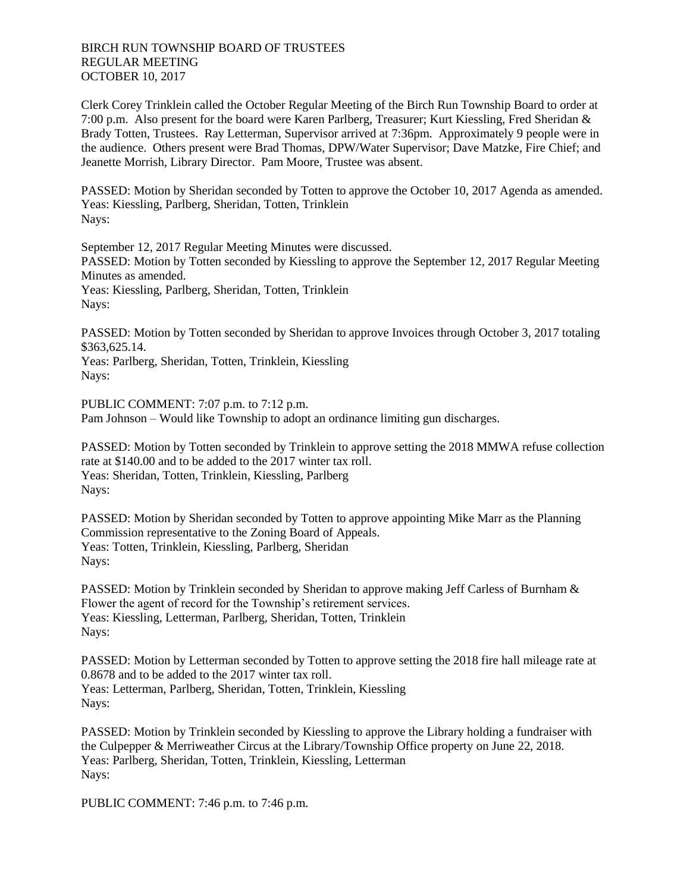BIRCH RUN TOWNSHIP BOARD OF TRUSTEES
REGULAR MEETING
OCTOBER 10, 2017

Clerk Corey Trinklein called the October Regular Meeting of the Birch Run Township Board to order at 7:00 p.m. Also present for the board were Karen Parlberg, Treasurer; Kurt Kiessling, Fred Sheridan & Brady Totten, Trustees. Ray Letterman, Supervisor arrived at 7:36pm. Approximately 9 people were in the audience. Others present were Brad Thomas, DPW/Water Supervisor; Dave Matzke, Fire Chief; and Jeanette Morrish, Library Director. Pam Moore, Trustee was absent.

PASSED: Motion by Sheridan seconded by Totten to approve the October 10, 2017 Agenda as amended.
Yeas: Kiessling, Parlberg, Sheridan, Totten, Trinklein
Nays:

September 12, 2017 Regular Meeting Minutes were discussed.
PASSED: Motion by Totten seconded by Kiessling to approve the September 12, 2017 Regular Meeting Minutes as amended.
Yeas: Kiessling, Parlberg, Sheridan, Totten, Trinklein
Nays:

PASSED: Motion by Totten seconded by Sheridan to approve Invoices through October 3, 2017 totaling $363,625.14.
Yeas: Parlberg, Sheridan, Totten, Trinklein, Kiessling
Nays:

PUBLIC COMMENT: 7:07 p.m. to 7:12 p.m.
Pam Johnson – Would like Township to adopt an ordinance limiting gun discharges.

PASSED: Motion by Totten seconded by Trinklein to approve setting the 2018 MMWA refuse collection rate at $140.00 and to be added to the 2017 winter tax roll.
Yeas: Sheridan, Totten, Trinklein, Kiessling, Parlberg
Nays:

PASSED: Motion by Sheridan seconded by Totten to approve appointing Mike Marr as the Planning Commission representative to the Zoning Board of Appeals.
Yeas: Totten, Trinklein, Kiessling, Parlberg, Sheridan
Nays:

PASSED: Motion by Trinklein seconded by Sheridan to approve making Jeff Carless of Burnham & Flower the agent of record for the Township's retirement services.
Yeas: Kiessling, Letterman, Parlberg, Sheridan, Totten, Trinklein
Nays:

PASSED: Motion by Letterman seconded by Totten to approve setting the 2018 fire hall mileage rate at 0.8678 and to be added to the 2017 winter tax roll.
Yeas: Letterman, Parlberg, Sheridan, Totten, Trinklein, Kiessling
Nays:

PASSED: Motion by Trinklein seconded by Kiessling to approve the Library holding a fundraiser with the Culpepper & Merriweather Circus at the Library/Township Office property on June 22, 2018.
Yeas: Parlberg, Sheridan, Totten, Trinklein, Kiessling, Letterman
Nays:

PUBLIC COMMENT: 7:46 p.m. to 7:46 p.m.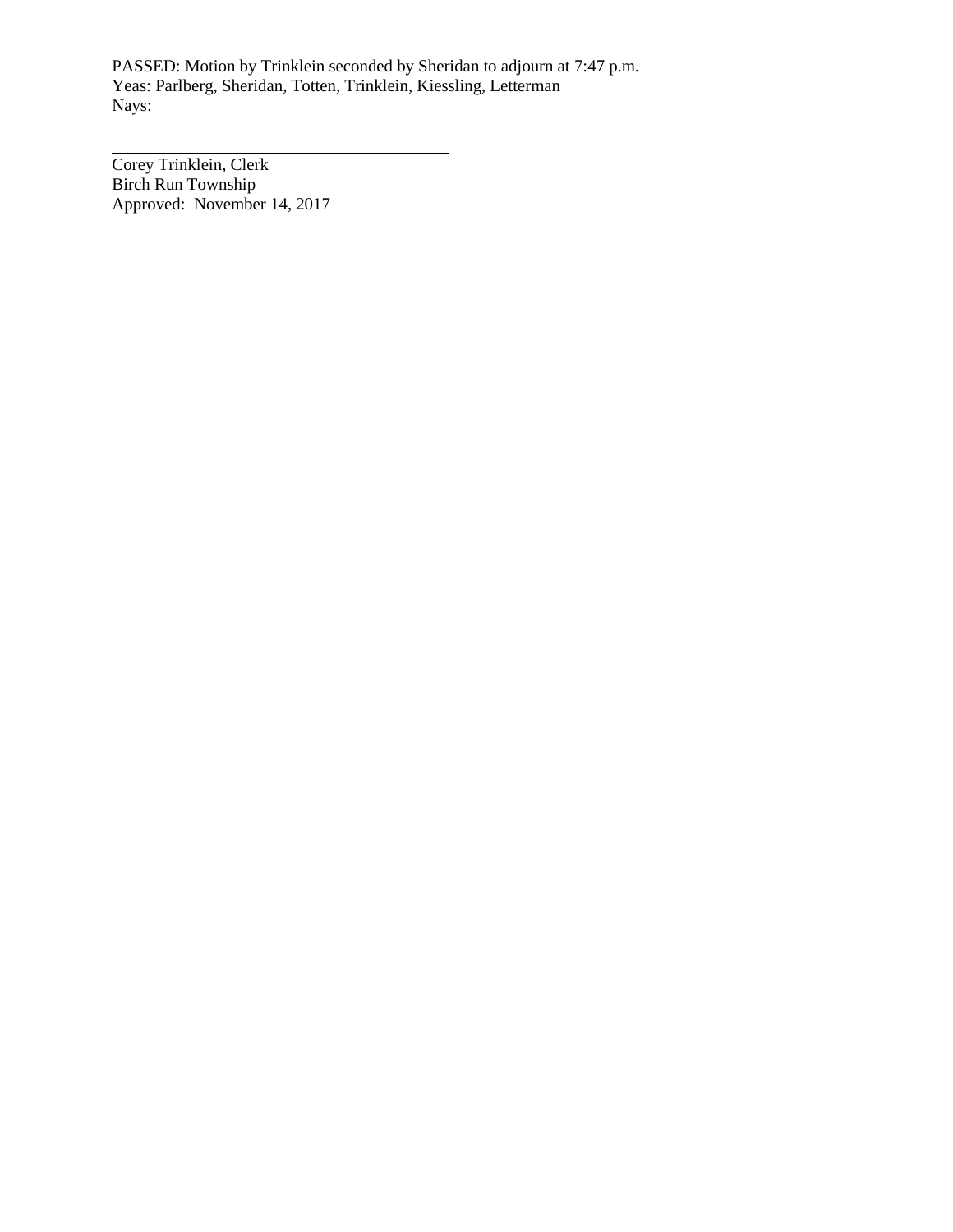PASSED: Motion by Trinklein seconded by Sheridan to adjourn at 7:47 p.m.
Yeas: Parlberg, Sheridan, Totten, Trinklein, Kiessling, Letterman
Nays:

\_\_\_\_\_\_\_\_\_\_\_\_\_\_\_\_\_\_\_\_\_\_\_\_\_\_\_\_\_\_\_\_\_\_\_\_\_\_\_\_

Corey Trinklein, Clerk
Birch Run Township
Approved: November 14, 2017